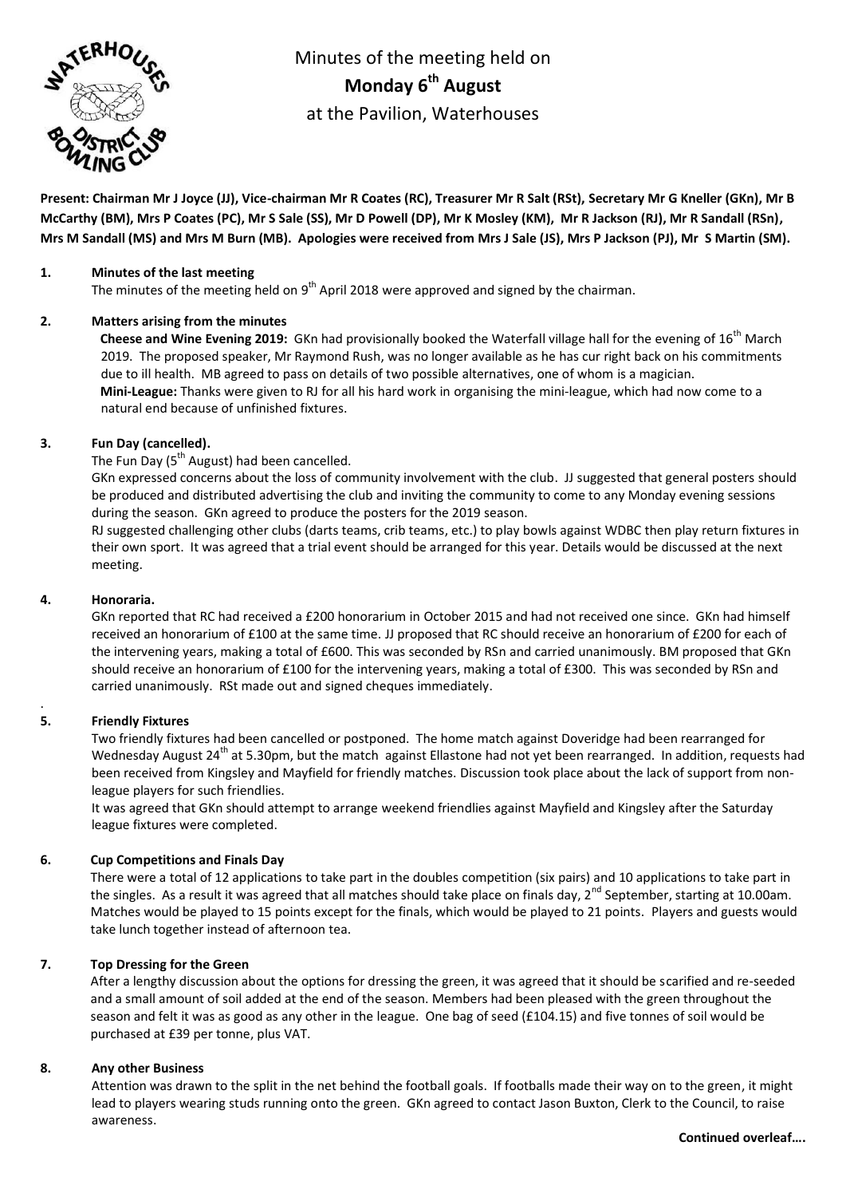# Minutes of the meeting held on

## **Monday 6th August**

at the Pavilion, Waterhouses

**Present: Chairman Mr J Joyce (JJ), Vice-chairman Mr R Coates (RC), Treasurer Mr R Salt (RSt), Secretary Mr G Kneller (GKn), Mr B McCarthy (BM), Mrs P Coates (PC), Mr S Sale (SS), Mr D Powell (DP), Mr K Mosley (KM), Mr R Jackson (RJ), Mr R Sandall (RSn), Mrs M Sandall (MS) and Mrs M Burn (MB). Apologies were received from Mrs J Sale (JS), Mrs P Jackson (PJ), Mr S Martin (SM).**

**1. Minutes of the last meeting**

The minutes of the meeting held on 9th April 2018 were approved and signed by the chairman.

**2. Matters arising from the minutes**

**Cheese and Wine Evening 2019:** GKn had provisionally booked the Waterfall village hall for the evening of 16th March 2019. The proposed speaker, Mr Raymond Rush, was no longer available as he has cur right back on his commitments due to ill health. MB agreed to pass on details of two possible alternatives, one of whom is a magician.

**Mini-League:** Thanks were given to RJ for all his hard work in organising the mini-league, which had now come to a natural end because of unfinished fixtures.

**3. Fun Day (cancelled).**

The Fun Day (5th August) had been cancelled.

GKn expressed concerns about the loss of community involvement with the club. JJ suggested that general posters should be produced and distributed advertising the club and inviting the community to come to any Monday evening sessions during the season. GKn agreed to produce the posters for the 2019 season.

RJ suggested challenging other clubs (darts teams, crib teams, etc.) to play bowls against WDBC then play return fixtures in their own sport. It was agreed that a trial event should be arranged for this year. Details would be discussed at the next meeting.

**4. Honoraria.**

GKn reported that RC had received a £200 honorarium in October 2015 and had not received one since. GKn had himself received an honorarium of £100 at the same time. JJ proposed that RC should receive an honorarium of £200 for each of the intervening years, making a total of £600. This was seconded by RSn and carried unanimously. BM proposed that GKn should receive an honorarium of £100 for the intervening years, making a total of £300. This was seconded by RSn and carried unanimously. RSt made out and signed cheques immediately.

**5. Friendly Fixtures**

Two friendly fixtures had been cancelled or postponed. The home match against Doveridge had been rearranged for Wednesday August 24th at 5.30pm, but the match against Ellastone had not yet been rearranged. In addition, requests had been received from Kingsley and Mayfield for friendly matches. Discussion took place about the lack of support from non-league players for such friendlies.

It was agreed that GKn should attempt to arrange weekend friendlies against Mayfield and Kingsley after the Saturday league fixtures were completed.

**6. Cup Competitions and Finals Day**

There were a total of 12 applications to take part in the doubles competition (six pairs) and 10 applications to take part in the singles. As a result it was agreed that all matches should take place on finals day, 2nd September, starting at 10.00am. Matches would be played to 15 points except for the finals, which would be played to 21 points. Players and guests would take lunch together instead of afternoon tea.

**7. Top Dressing for the Green**

After a lengthy discussion about the options for dressing the green, it was agreed that it should be scarified and re-seeded and a small amount of soil added at the end of the season. Members had been pleased with the green throughout the season and felt it was as good as any other in the league. One bag of seed (£104.15) and five tonnes of soil would be purchased at £39 per tonne, plus VAT.

**8. Any other Business**

Attention was drawn to the split in the net behind the football goals. If footballs made their way on to the green, it might lead to players wearing studs running onto the green. GKn agreed to contact Jason Buxton, Clerk to the Council, to raise awareness.

**Continued overleaf….**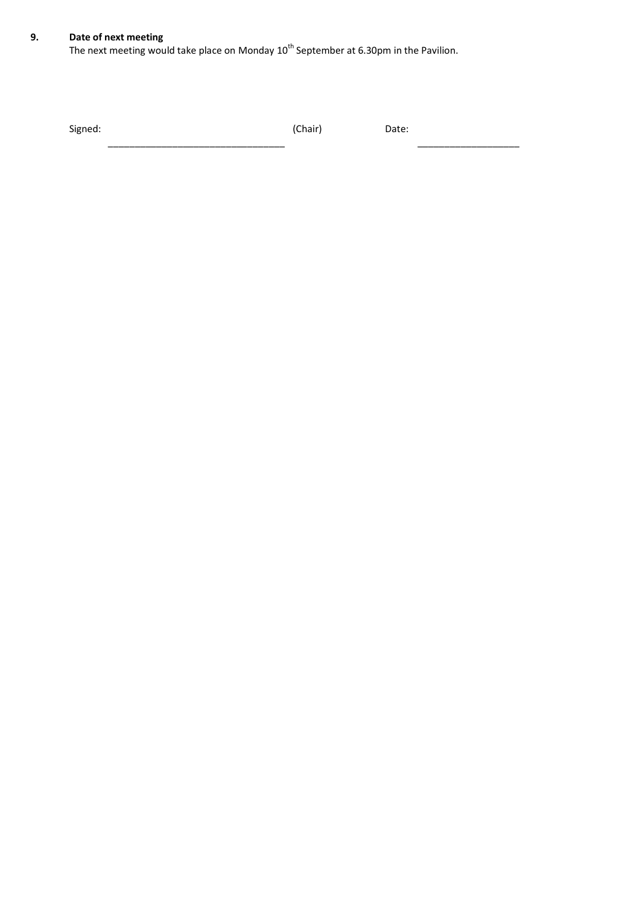**9. Date of next meeting**

The next meeting would take place on Monday 10th September at 6.30pm in the Pavilion.

Signed: ________________________________ (Chair) Date: ___________________